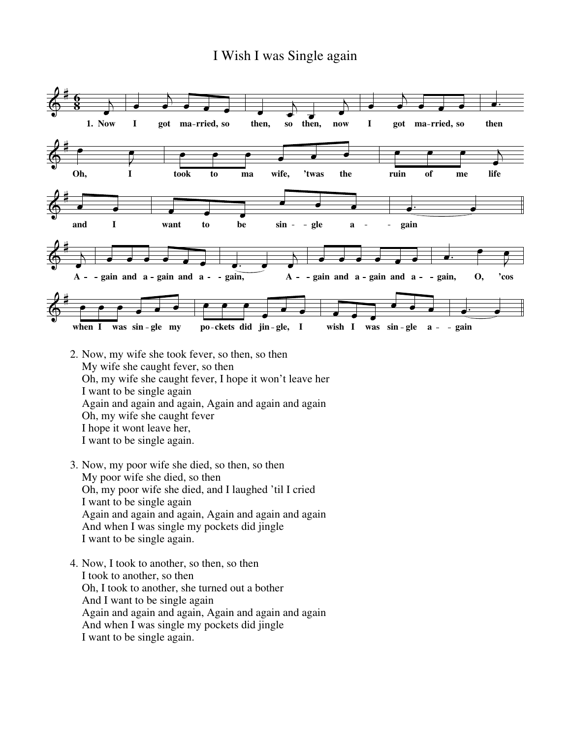# I Wish I was Single again

1. Now I got ma-rried, so then, so then, now I got ma-rried, so then
Oh, I took to ma wife, 'twas the ruin of me life
and I want to be sin--gle a--gain
A--gain and a-gain and a--gain, A--gain and a-gain and a--gain, O, 'cos
when I was sin-gle my po-ckets did jin-gle, I wish I was sin-gle a--gain

2. Now, my wife she took fever, so then, so then
   My wife she caught fever, so then
   Oh, my wife she caught fever, I hope it won't leave her
   I want to be single again
   Again and again and again, Again and again and again
   Oh, my wife she caught fever
   I hope it wont leave her,
   I want to be single again.

3. Now, my poor wife she died, so then, so then
   My poor wife she died, so then
   Oh, my poor wife she died, and I laughed 'til I cried
   I want to be single again
   Again and again and again, Again and again and again
   And when I was single my pockets did jingle
   I want to be single again.

4. Now, I took to another, so then, so then
   I took to another, so then
   Oh, I took to another, she turned out a bother
   And I want to be single again
   Again and again and again, Again and again and again
   And when I was single my pockets did jingle
   I want to be single again.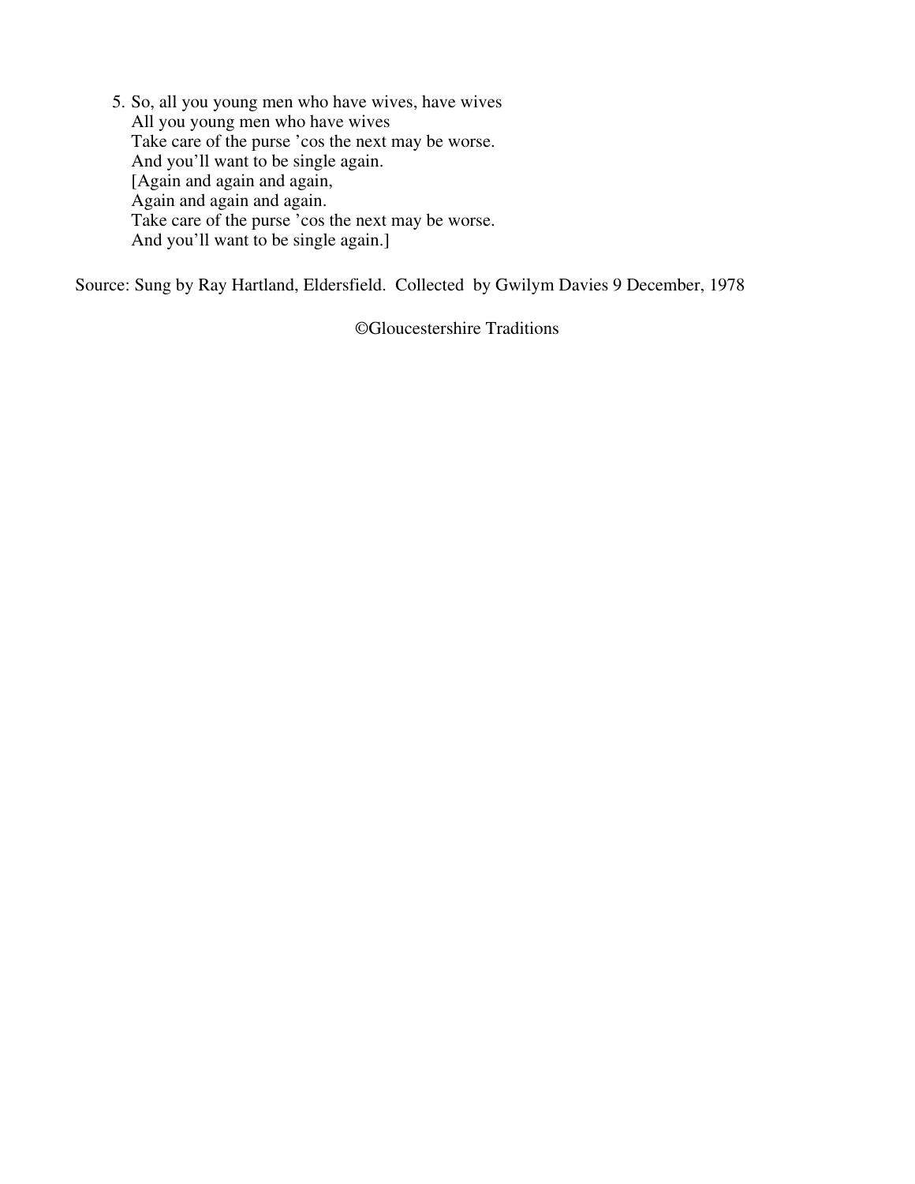5. So, all you young men who have wives, have wives
   All you young men who have wives
   Take care of the purse 'cos the next may be worse.
   And you'll want to be single again.
   [Again and again and again,
   Again and again and again.
   Take care of the purse 'cos the next may be worse.
   And you'll want to be single again.]

Source: Sung by Ray Hartland, Eldersfield. Collected by Gwilym Davies 9 December, 1978

©Gloucestershire Traditions